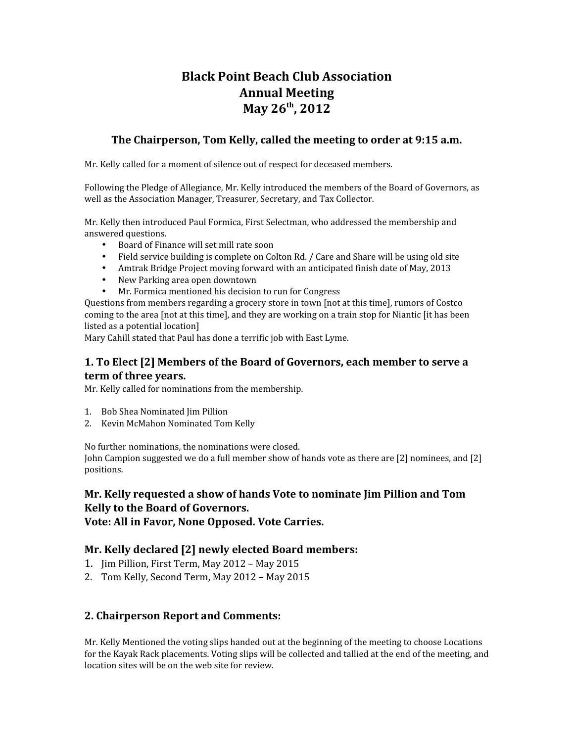# Black Point Beach Club Association
# Annual Meeting
# May 26th, 2012

### The Chairperson, Tom Kelly, called the meeting to order at 9:15 a.m.

Mr. Kelly called for a moment of silence out of respect for deceased members.

Following the Pledge of Allegiance, Mr. Kelly introduced the members of the Board of Governors, as well as the Association Manager, Treasurer, Secretary, and Tax Collector.

Mr. Kelly then introduced Paul Formica, First Selectman, who addressed the membership and answered questions.

- Board of Finance will set mill rate soon
- Field service building is complete on Colton Rd. / Care and Share will be using old site
- Amtrak Bridge Project moving forward with an anticipated finish date of May, 2013
- New Parking area open downtown
- Mr. Formica mentioned his decision to run for Congress

Questions from members regarding a grocery store in town [not at this time], rumors of Costco coming to the area [not at this time], and they are working on a train stop for Niantic [it has been listed as a potential location]
Mary Cahill stated that Paul has done a terrific job with East Lyme.

## 1. To Elect [2] Members of the Board of Governors, each member to serve a term of three years.

Mr. Kelly called for nominations from the membership.

1. Bob Shea Nominated Jim Pillion
2. Kevin McMahon Nominated Tom Kelly

No further nominations, the nominations were closed.
John Campion suggested we do a full member show of hands vote as there are [2] nominees, and [2] positions.

### Mr. Kelly requested a show of hands Vote to nominate Jim Pillion and Tom Kelly to the Board of Governors.
### Vote: All in Favor, None Opposed. Vote Carries.

### Mr. Kelly declared [2] newly elected Board members:

1. Jim Pillion, First Term, May 2012 – May 2015
2. Tom Kelly, Second Term, May 2012 – May 2015

## 2. Chairperson Report and Comments:

Mr. Kelly Mentioned the voting slips handed out at the beginning of the meeting to choose Locations for the Kayak Rack placements. Voting slips will be collected and tallied at the end of the meeting, and location sites will be on the web site for review.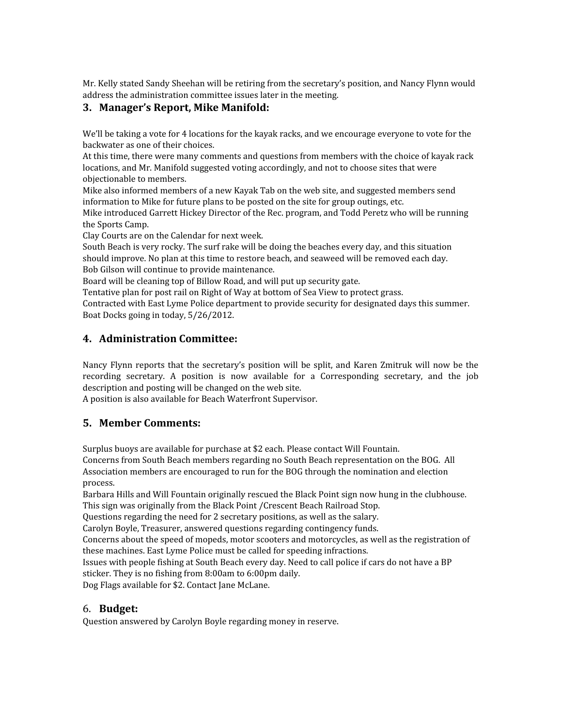Mr. Kelly stated Sandy Sheehan will be retiring from the secretary's position, and Nancy Flynn would address the administration committee issues later in the meeting.

## 3. Manager's Report, Mike Manifold:

We'll be taking a vote for 4 locations for the kayak racks, and we encourage everyone to vote for the backwater as one of their choices.
At this time, there were many comments and questions from members with the choice of kayak rack locations, and Mr. Manifold suggested voting accordingly, and not to choose sites that were objectionable to members.
Mike also informed members of a new Kayak Tab on the web site, and suggested members send information to Mike for future plans to be posted on the site for group outings, etc.
Mike introduced Garrett Hickey Director of the Rec. program, and Todd Peretz who will be running the Sports Camp.
Clay Courts are on the Calendar for next week.
South Beach is very rocky. The surf rake will be doing the beaches every day, and this situation should improve. No plan at this time to restore beach, and seaweed will be removed each day.
Bob Gilson will continue to provide maintenance.
Board will be cleaning top of Billow Road, and will put up security gate.
Tentative plan for post rail on Right of Way at bottom of Sea View to protect grass.
Contracted with East Lyme Police department to provide security for designated days this summer.
Boat Docks going in today, 5/26/2012.

## 4. Administration Committee:

Nancy Flynn reports that the secretary's position will be split, and Karen Zmitruk will now be the recording secretary. A position is now available for a Corresponding secretary, and the job description and posting will be changed on the web site.
A position is also available for Beach Waterfront Supervisor.

## 5. Member Comments:

Surplus buoys are available for purchase at $2 each. Please contact Will Fountain.
Concerns from South Beach members regarding no South Beach representation on the BOG. All Association members are encouraged to run for the BOG through the nomination and election process.
Barbara Hills and Will Fountain originally rescued the Black Point sign now hung in the clubhouse. This sign was originally from the Black Point /Crescent Beach Railroad Stop.
Questions regarding the need for 2 secretary positions, as well as the salary.
Carolyn Boyle, Treasurer, answered questions regarding contingency funds.
Concerns about the speed of mopeds, motor scooters and motorcycles, as well as the registration of these machines. East Lyme Police must be called for speeding infractions.
Issues with people fishing at South Beach every day. Need to call police if cars do not have a BP sticker. They is no fishing from 8:00am to 6:00pm daily.
Dog Flags available for $2. Contact Jane McLane.

## 6. Budget:

Question answered by Carolyn Boyle regarding money in reserve.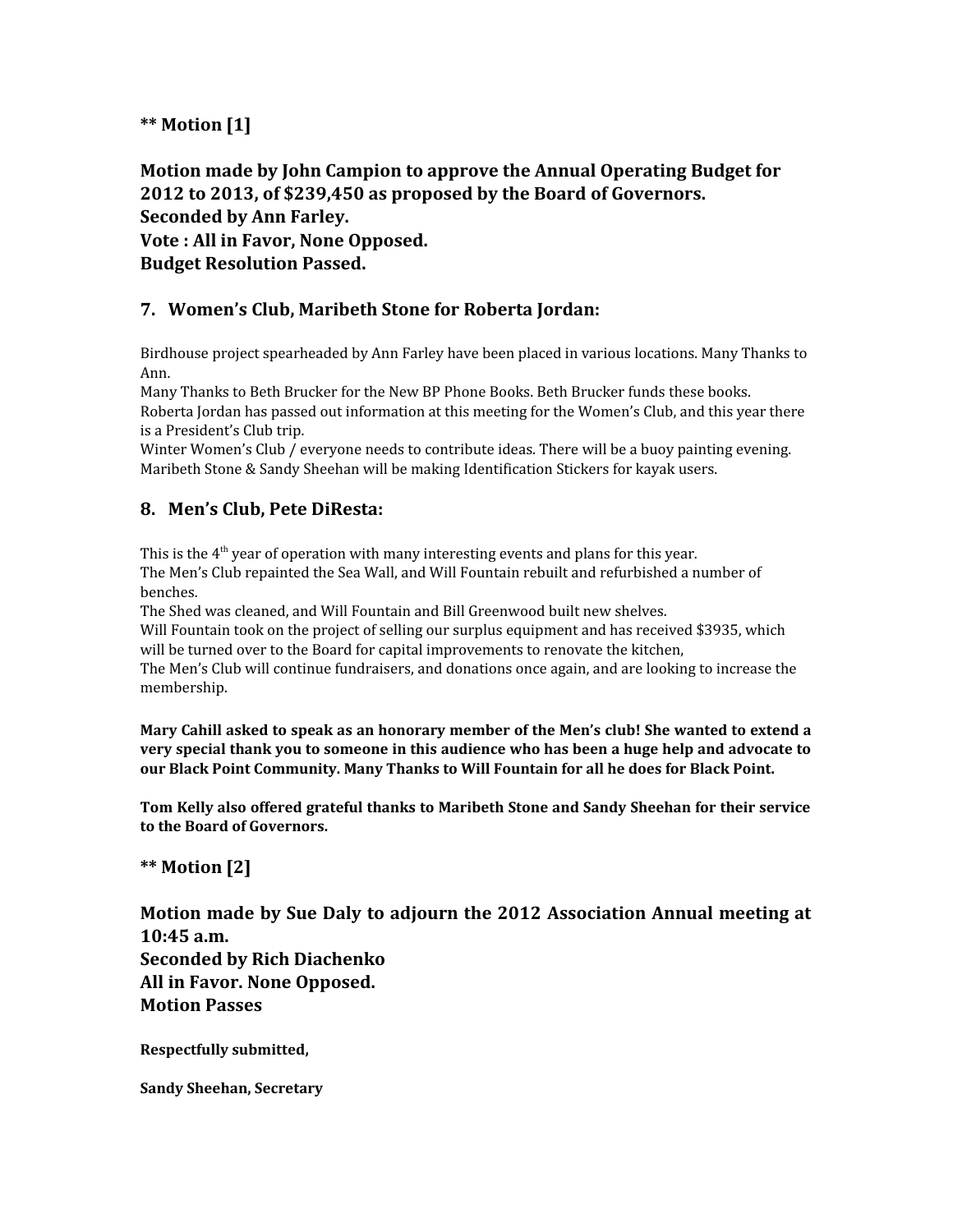**** Motion [1]**

**Motion made by John Campion to approve the Annual Operating Budget for 2012 to 2013, of $239,450 as proposed by the Board of Governors.**
**Seconded by Ann Farley.**
**Vote : All in Favor, None Opposed.**
**Budget Resolution Passed.**

## 7. Women's Club, Maribeth Stone for Roberta Jordan:

Birdhouse project spearheaded by Ann Farley have been placed in various locations. Many Thanks to Ann.
Many Thanks to Beth Brucker for the New BP Phone Books. Beth Brucker funds these books.
Roberta Jordan has passed out information at this meeting for the Women's Club, and this year there is a President's Club trip.
Winter Women's Club / everyone needs to contribute ideas. There will be a buoy painting evening.
Maribeth Stone & Sandy Sheehan will be making Identification Stickers for kayak users.

## 8. Men's Club, Pete DiResta:

This is the 4th year of operation with many interesting events and plans for this year.
The Men's Club repainted the Sea Wall, and Will Fountain rebuilt and refurbished a number of benches.
The Shed was cleaned, and Will Fountain and Bill Greenwood built new shelves.
Will Fountain took on the project of selling our surplus equipment and has received $3935, which will be turned over to the Board for capital improvements to renovate the kitchen,
The Men's Club will continue fundraisers, and donations once again, and are looking to increase the membership.

**Mary Cahill asked to speak as an honorary member of the Men's club! She wanted to extend a very special thank you to someone in this audience who has been a huge help and advocate to our Black Point Community. Many Thanks to Will Fountain for all he does for Black Point.**

**Tom Kelly also offered grateful thanks to Maribeth Stone and Sandy Sheehan for their service to the Board of Governors.**

**** Motion [2]**

**Motion made by Sue Daly to adjourn the 2012 Association Annual meeting at 10:45 a.m.**
**Seconded by Rich Diachenko**
**All in Favor. None Opposed.**
**Motion Passes**

**Respectfully submitted,**

**Sandy Sheehan, Secretary**